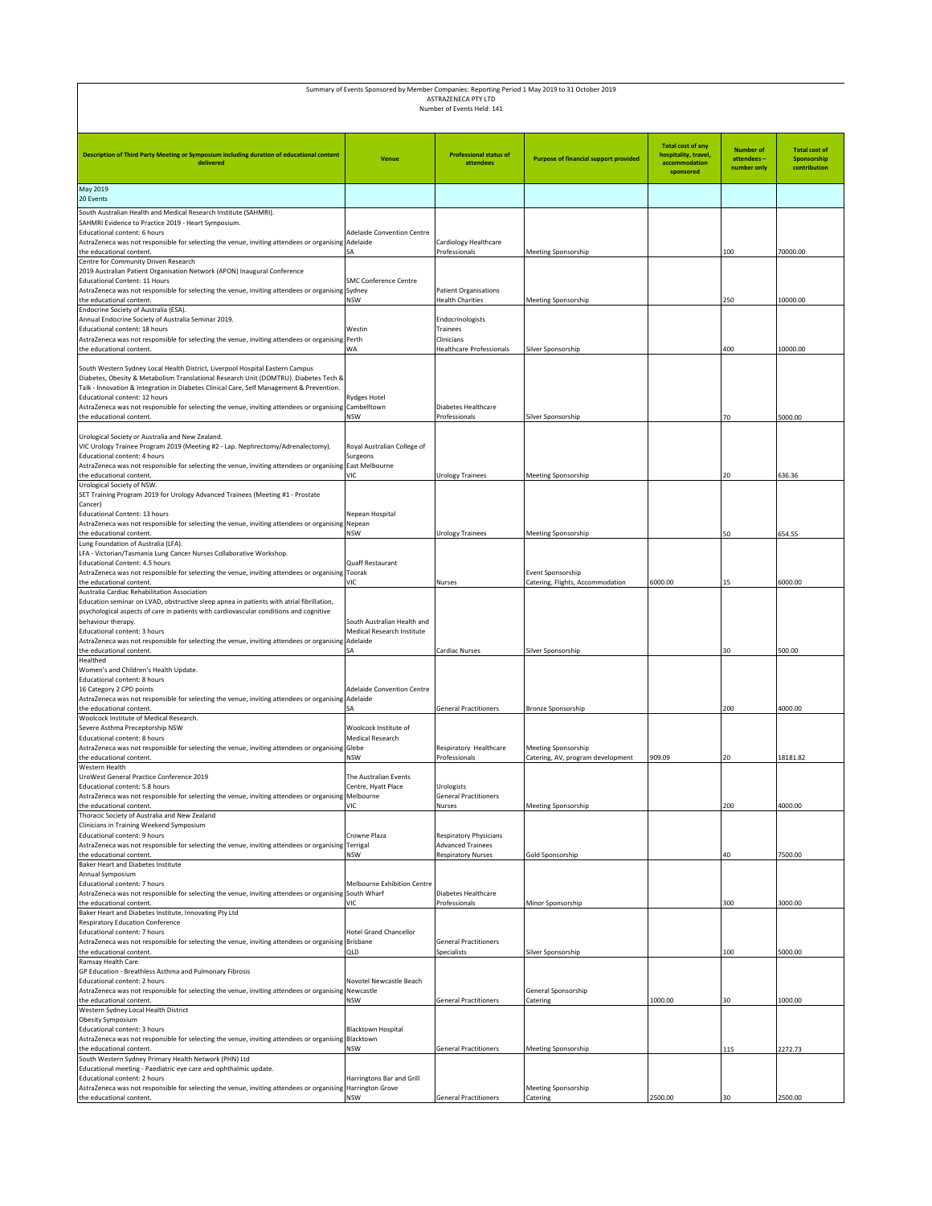Summary of Events Sponsored by Member Companies: Reporting Period 1 May 2019 to 31 October 2019
ASTRAZENECA PTY LTD
Number of Events Held: 141

| Description of Third Party Meeting or Symposium including duration of educational content delivered | Venue | Professional status of attendees | Purpose of financial support provided | Total cost of any hospitality, travel, accommodation sponsored | Number of attendees – number only | Total cost of Sponsorship contribution |
|---|---|---|---|---|---|---|
| May 2019<br>20 Events | | | | | | |
| South Australian Health and Medical Research Institute (SAHMRI).<br>SAHMRI Evidence to Practice 2019 - Heart Symposium.<br>Educational content: 6 hours<br>AstraZeneca was not responsible for selecting the venue, inviting attendees or organising the educational content. | Adelaide Convention Centre<br>Adelaide<br>SA | Cardiology Healthcare Professionals | Meeting Sponsorship | | 100 | 70000.00 |
| Centre for Community Driven Research<br>2019 Australian Patient Organisation Network (APON) Inaugural Conference<br>Educational Content: 11 Hours<br>AstraZeneca was not responsible for selecting the venue, inviting attendees or organising the educational content. | SMC Conference Centre<br>Sydney<br>NSW | Patient Organisations<br>Health Charities | Meeting Sponsorship | | 250 | 10000.00 |
| Endocrine Society of Australia (ESA).<br>Annual Endocrine Society of Australia Seminar 2019.<br>Educational content: 18 hours<br>AstraZeneca was not responsible for selecting the venue, inviting attendees or organising the educational content. | Westin<br>Perth<br>WA | Endocrinologists<br>Trainees<br>Clinicians<br>Healthcare Professionals | Silver Sponsorship | | 400 | 10000.00 |
| South Western Sydney Local Health District, Liverpool Hospital Eastern Campus<br>Diabetes, Obesity & Metabolism Translational Research Unit (DOMTRU). Diabetes Tech & Talk - Innovation & Integration in Diabetes Clinical Care, Self Management & Prevention.<br>Educational content: 12 hours<br>AstraZeneca was not responsible for selecting the venue, inviting attendees or organising the educational content. | Rydges Hotel<br>Campbelltown<br>NSW | Diabetes Healthcare Professionals | Silver Sponsorship | | 70 | 5000.00 |
| Urological Society or Australia and New Zealand.<br>VIC Urology Trainee Program 2019 (Meeting #2 - Lap. Nephrectomy/Adrenalectomy).<br>Educational content: 4 hours<br>AstraZeneca was not responsible for selecting the venue, inviting attendees or organising the educational content. | Royal Australian College of Surgeons<br>East Melbourne<br>VIC | Urology Trainees | Meeting Sponsorship | | 20 | 636.36 |
| Urological Society of NSW.<br>SET Training Program 2019 for Urology Advanced Trainees (Meeting #1 - Prostate Cancer)<br>Educational Content: 13 hours<br>AstraZeneca was not responsible for selecting the venue, inviting attendees or organising the educational content. | Nepean Hospital<br>Nepean<br>NSW | Urology Trainees | Meeting Sponsorship | | 50 | 654.55 |
| Lung Foundation of Australia (LFA).<br>LFA - Victorian/Tasmania Lung Cancer Nurses Collaborative Workshop.<br>Educational Content: 4.5 hours<br>AstraZeneca was not responsible for selecting the venue, inviting attendees or organising the educational content. | Quaff Restaurant<br>Toorak<br>VIC | Nurses | Event Sponsorship<br>Catering, Flights, Accommodation | 6000.00 | 15 | 6000.00 |
| Australia Cardiac Rehabilitation Association<br>Education seminar on LVAD, obstructive sleep apnea in patients with atrial fibrillation, psychological aspects of care in patients with cardiovascular conditions and cognitive behaviour therapy.<br>Educational content: 3 hours<br>AstraZeneca was not responsible for selecting the venue, inviting attendees or organising the educational content. | South Australian Health and Medical Research Institute<br>Adelaide<br>SA | Cardiac Nurses | Silver Sponsorship | | 30 | 500.00 |
| Healthed<br>Women's and Children's Health Update.<br>Educational content: 8 hours<br>16 Category 2 CPD points<br>AstraZeneca was not responsible for selecting the venue, inviting attendees or organising the educational content. | Adelaide Convention Centre<br>Adelaide<br>SA | General Practitioners | Bronze Sponsorship | | 200 | 4000.00 |
| Woolcock Institute of Medical Research.<br>Severe Asthma Preceptorship NSW<br>Educational content: 8 hours<br>AstraZeneca was not responsible for selecting the venue, inviting attendees or organising the educational content. | Woolcock Institute of Medical Research<br>Glebe<br>NSW | Respiratory Healthcare Professionals | Meeting Sponsorship<br>Catering, AV, program development | 909.09 | 20 | 18181.82 |
| Western Health<br>UroWest General Practice Conference 2019<br>Educational content: 5.8 hours<br>AstraZeneca was not responsible for selecting the venue, inviting attendees or organising the educational content. | The Australian Events Centre, Hyatt Place<br>Melbourne<br>VIC | Urologists<br>General Practitioners<br>Nurses | Meeting Sponsorship | | 200 | 4000.00 |
| Thoracic Society of Australia and New Zealand<br>Clinicians in Training Weekend Symposium<br>Educational content: 9 hours<br>AstraZeneca was not responsible for selecting the venue, inviting attendees or organising the educational content. | Crowne Plaza<br>Terrigal<br>NSW | Respiratory Physicians<br>Advanced Trainees<br>Respiratory Nurses | Gold Sponsorship | | 40 | 7500.00 |
| Baker Heart and Diabetes Institute<br>Annual Symposium<br>Educational content: 7 hours<br>AstraZeneca was not responsible for selecting the venue, inviting attendees or organising the educational content. | Melbourne Exhibition Centre<br>South Wharf<br>VIC | Diabetes Healthcare Professionals | Minor Sponsorship | | 300 | 3000.00 |
| Baker Heart and Diabetes Institute, Innovating Pty Ltd<br>Respiratory Education Conference<br>Educational content: 7 hours<br>AstraZeneca was not responsible for selecting the venue, inviting attendees or organising the educational content. | Hotel Grand Chancellor<br>Brisbane<br>QLD | General Practitioners<br>Specialists | Silver Sponsorship | | 100 | 5000.00 |
| Ramsay Health Care<br>GP Education - Breathless Asthma and Pulmonary Fibrosis<br>Educational content: 2 hours<br>AstraZeneca was not responsible for selecting the venue, inviting attendees or organising the educational content. | Novotel Newcastle Beach<br>Newcastle<br>NSW | General Practitioners | General Sponsorship<br>Catering | 1000.00 | 30 | 1000.00 |
| Western Sydney Local Health District<br>Obesity Symposium<br>Educational content: 3 hours<br>AstraZeneca was not responsible for selecting the venue, inviting attendees or organising the educational content. | Blacktown Hospital<br>Blacktown<br>NSW | General Practitioners | Meeting Sponsorship | | 115 | 2272.73 |
| South Western Sydney Primary Health Network (PHN) Ltd<br>Educational meeting - Paediatric eye care and ophthalmic update.<br>Educational content: 2 hours<br>AstraZeneca was not responsible for selecting the venue, inviting attendees or organising the educational content. | Harringtons Bar and Grill<br>Harrington Grove<br>NSW | General Practitioners | Meeting Sponsorship<br>Catering | 2500.00 | 30 | 2500.00 |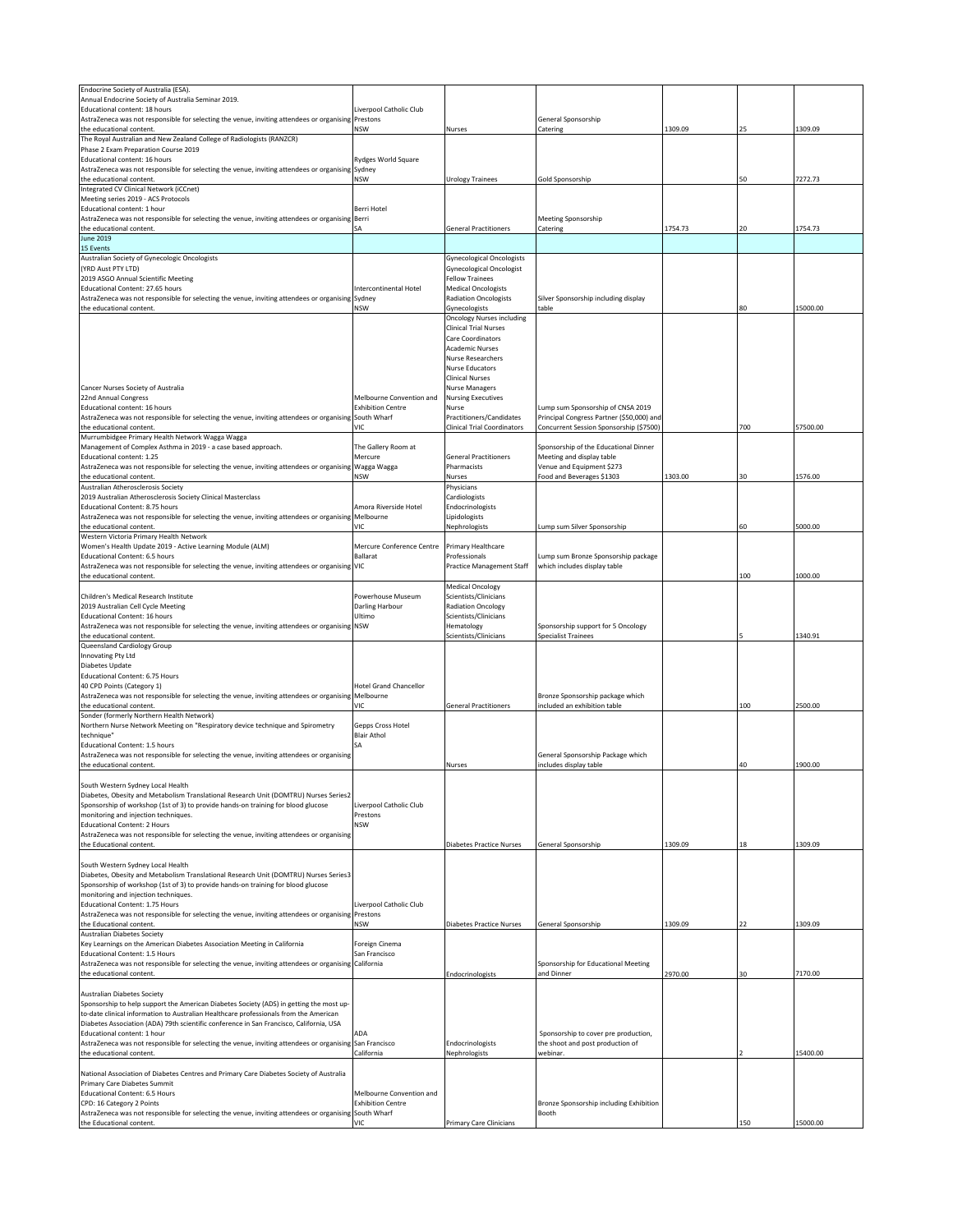| | | | | | | |
|---|---|---|---|---|---|---|
| Endocrine Society of Australia (ESA).<br>Annual Endocrine Society of Australia Seminar 2019.<br>Educational content: 18 hours<br>AstraZeneca was not responsible for selecting the venue, inviting attendees or organising the educational content. | Liverpool Catholic Club<br>Prestons<br>NSW | Nurses | General Sponsorship<br>Catering | 1309.09 | 25 | 1309.09 |
| The Royal Australian and New Zealand College of Radiologists (RANZCR)<br>Phase 2 Exam Preparation Course 2019<br>Educational content: 16 hours<br>AstraZeneca was not responsible for selecting the venue, inviting attendees or organising the educational content. | Rydges World Square<br>Sydney<br>NSW | Urology Trainees | Gold Sponsorship | | 50 | 7272.73 |
| Integrated CV Clinical Network (iCCnet)<br>Meeting series 2019 - ACS Protocols<br>Educational content: 1 hour<br>AstraZeneca was not responsible for selecting the venue, inviting attendees or organising the educational content. | Berri Hotel<br>Berri<br>SA | General Practitioners | Meeting Sponsorship<br>Catering | 1754.73 | 20 | 1754.73 |
| June 2019<br>15 Events | | | | | | |
| Australian Society of Gynecologic Oncologists<br>(YRD Aust PTY LTD)<br>2019 ASGO Annual Scientific Meeting<br>Educational Content: 27.65 hours<br>AstraZeneca was not responsible for selecting the venue, inviting attendees or organising the educational content. | Intercontinental Hotel<br>Sydney<br>NSW | Gynecological Oncologists<br>Gynecological Oncologist Fellow Trainees<br>Medical Oncologists<br>Radiation Oncologists<br>Gynecologists | Silver Sponsorship including display table | | 80 | 15000.00 |
| Cancer Nurses Society of Australia<br>22nd Annual Congress<br>Educational content: 16 hours<br>AstraZeneca was not responsible for selecting the venue, inviting attendees or organising the educational content. | Melbourne Convention and Exhibition Centre<br>South Wharf<br>VIC | Oncology Nurses including Clinical Trial Nurses<br>Care Coordinators<br>Academic Nurses<br>Nurse Researchers<br>Nurse Educators<br>Clinical Nurses<br>Nurse Managers<br>Nursing Executives<br>Nurse Practitioners/Candidates<br>Clinical Trial Coordinators | Lump sum Sponsorship of CNSA 2019 Principal Congress Partner ($50,000) and Concurrent Session Sponsorship ($7500) | | 700 | 57500.00 |
| Murrumbidgee Primary Health Network Wagga Wagga<br>Management of Complex Asthma in 2019 - a case based approach.<br>Educational content: 1.25<br>AstraZeneca was not responsible for selecting the venue, inviting attendees or organising the educational content. | The Gallery Room at Mercure<br>Wagga Wagga<br>NSW | General Practitioners<br>Pharmacists<br>Nurses | Sponsorship of the Educational Dinner Meeting and display table<br>Venue and Equipment $273<br>Food and Beverages $1303 | 1303.00 | 30 | 1576.00 |
| Australian Atherosclerosis Society<br>2019 Australian Atherosclerosis Society Clinical Masterclass<br>Educational Content: 8.75 hours<br>AstraZeneca was not responsible for selecting the venue, inviting attendees or organising the educational content. | Amora Riverside Hotel<br>Melbourne<br>VIC | Physicians<br>Cardiologists<br>Endocrinologists<br>Lipidologists<br>Nephrologists | Lump sum Silver Sponsorship | | 60 | 5000.00 |
| Western Victoria Primary Health Network<br>Women's Health Update 2019 - Active Learning Module (ALM)<br>Educational Content: 6.5 hours<br>AstraZeneca was not responsible for selecting the venue, inviting attendees or organising the educational content. | Mercure Conference Centre<br>Ballarat<br>VIC | Primary Healthcare Professionals<br>Practice Management Staff | Lump sum Bronze Sponsorship package which includes display table | | 100 | 1000.00 |
| Children's Medical Research Institute<br>2019 Australian Cell Cycle Meeting<br>Educational Content: 16 hours<br>AstraZeneca was not responsible for selecting the venue, inviting attendees or organising the educational content. | Powerhouse Museum<br>Darling Harbour<br>Ultimo<br>NSW | Medical Oncology Scientists/Clinicians<br>Radiation Oncology Scientists/Clinicians<br>Hematology Scientists/Clinicians | Sponsorship support for 5 Oncology Specialist Trainees | | 5 | 1340.91 |
| Queensland Cardiology Group<br>Innovating Pty Ltd<br>Diabetes Update<br>Educational Content: 6.75 Hours<br>40 CPD Points (Category 1)<br>AstraZeneca was not responsible for selecting the venue, inviting attendees or organising the educational content. | Hotel Grand Chancellor<br>Melbourne<br>VIC | General Practitioners | Bronze Sponsorship package which included an exhibition table | | 100 | 2500.00 |
| Sonder (formerly Northern Health Network)<br>Northern Nurse Network Meeting on "Respiratory device technique and Spirometry technique"<br>Educational Content: 1.5 hours<br>AstraZeneca was not responsible for selecting the venue, inviting attendees or organising the educational content. | Gepps Cross Hotel<br>Blair Athol<br>SA | Nurses | General Sponsorship Package which includes display table | | 40 | 1900.00 |
| South Western Sydney Local Health<br>Diabetes, Obesity and Metabolism Translational Research Unit (DOMTRU) Nurses Series2<br>Sponsorship of workshop (1st of 3) to provide hands-on training for blood glucose monitoring and injection techniques.<br>Educational Content: 2 Hours<br>AstraZeneca was not responsible for selecting the venue, inviting attendees or organising the Educational content. | Liverpool Catholic Club<br>Prestons<br>NSW | Diabetes Practice Nurses | General Sponsorship | 1309.09 | 18 | 1309.09 |
| South Western Sydney Local Health<br>Diabetes, Obesity and Metabolism Translational Research Unit (DOMTRU) Nurses Series3<br>Sponsorship of workshop (1st of 3) to provide hands-on training for blood glucose monitoring and injection techniques.<br>Educational Content: 1.75 Hours<br>AstraZeneca was not responsible for selecting the venue, inviting attendees or organising the educational content. | Liverpool Catholic Club<br>Prestons<br>NSW | Diabetes Practice Nurses | General Sponsorship | 1309.09 | 22 | 1309.09 |
| Australian Diabetes Society<br>Key Learnings on the American Diabetes Association Meeting in California<br>Educational Content: 1.5 Hours<br>AstraZeneca was not responsible for selecting the venue, inviting attendees or organising the educational content. | Foreign Cinema<br>San Francisco<br>California | Endocrinologists | Sponsorship for Educational Meeting and Dinner | 2970.00 | 30 | 7170.00 |
| Australian Diabetes Society<br>Sponsorship to help support the American Diabetes Society (ADS) in getting the most up-to-date clinical information to Australian Healthcare professionals from the American Diabetes Association (ADA) 79th scientific conference in San Francisco, California, USA<br>Educational content: 1 hour<br>AstraZeneca was not responsible for selecting the venue, inviting attendees or organising the educational content. | ADA<br>San Francisco<br>California | Endocrinologists<br>Nephrologists | Sponsorship to cover pre production, the shoot and post production of webinar. | | 2 | 15400.00 |
| National Association of Diabetes Centres and Primary Care Diabetes Society of Australia<br>Primary Care Diabetes Summit<br>Educational Content: 6.5 Hours<br>CPD: 16 Category 2 Points<br>AstraZeneca was not responsible for selecting the venue, inviting attendees or organising the Educational content. | Melbourne Convention and Exhibition Centre<br>South Wharf<br>VIC | Primary Care Clinicians | Bronze Sponsorship including Exhibition Booth | | 150 | 15000.00 |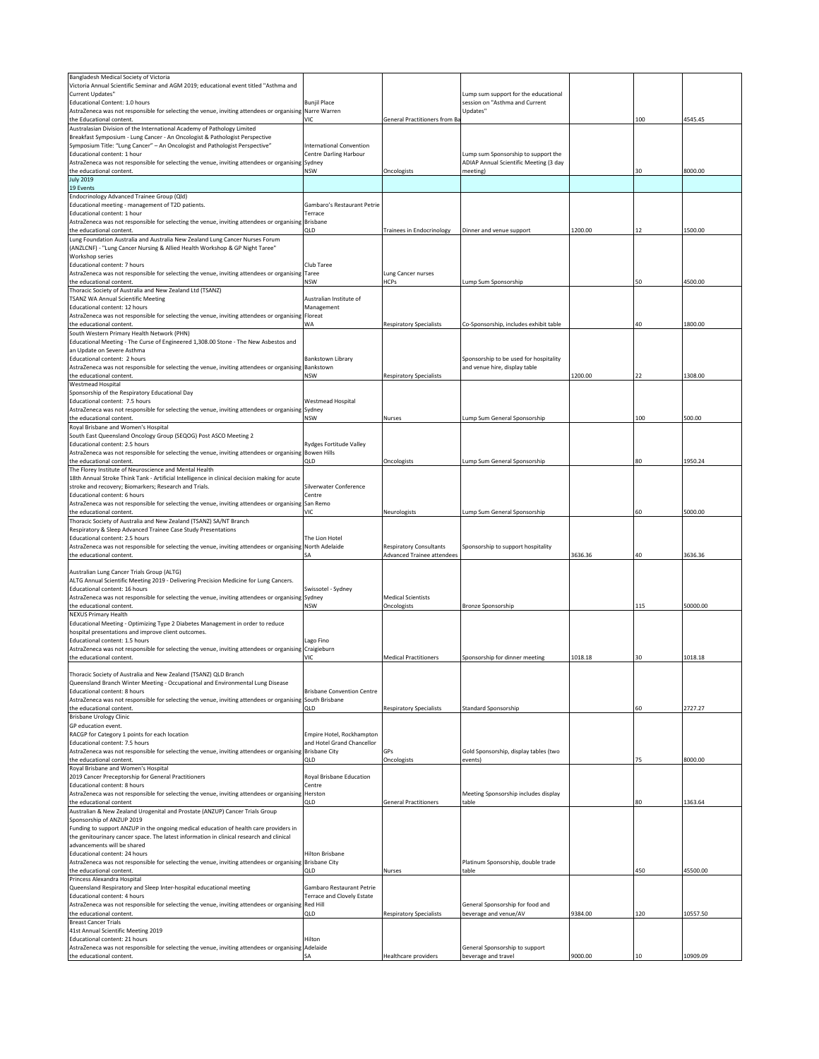| | | | | | | |
|---|---|---|---|---|---|---|
| Bangladesh Medical Society of Victoria<br>Victoria Annual Scientific Seminar and AGM 2019; educational event titled "Asthma and Current Updates"<br>Educational Content: 1.0 hours<br>AstraZeneca was not responsible for selecting the venue, inviting attendees or organising the Educational content. | Bunjil Place<br>Narre Warren<br>VIC | General Practitioners from Ba | Lump sum support for the educational session on "Asthma and Current Updates" | | 100 | 4545.45 |
| Australasian Division of the International Academy of Pathology Limited<br>Breakfast Symposium - Lung Cancer - An Oncologist & Pathologist Perspective<br>Symposium Title: "Lung Cancer" – An Oncologist and Pathologist Perspective"<br>Educational content: 1 hour<br>AstraZeneca was not responsible for selecting the venue, inviting attendees or organising the educational content. | International Convention Centre Darling Harbour<br>Sydney<br>NSW | Oncologists | Lump sum Sponsorship to support the ADIAP Annual Scientific Meeting (3 day meeting) | | 30 | 8000.00 |
| July 2019<br>19 Events | | | | | | |
| Endocrinology Advanced Trainee Group (Qld)<br>Educational meeting - management of T2D patients.<br>Educational content: 1 hour<br>AstraZeneca was not responsible for selecting the venue, inviting attendees or organising the educational content. | Gambaro's Restaurant Petrie Terrace<br>Brisbane<br>QLD | Trainees in Endocrinology | Dinner and venue support | 1200.00 | 12 | 1500.00 |
| Lung Foundation Australia and Australia New Zealand Lung Cancer Nurses Forum (ANZLCNF) - "Lung Cancer Nursing & Allied Health Workshop & GP Night Taree"<br>Workshop series<br>Educational content: 7 hours<br>AstraZeneca was not responsible for selecting the venue, inviting attendees or organising the educational content. | Club Taree<br>Taree<br>NSW | Lung Cancer nurses<br>HCPs | Lump Sum Sponsorship | | 50 | 4500.00 |
| Thoracic Society of Australia and New Zealand Ltd (TSANZ)<br>TSANZ WA Annual Scientific Meeting<br>Educational content: 12 hours<br>AstraZeneca was not responsible for selecting the venue, inviting attendees or organising the educational content. | Australian Institute of Management<br>Floreat<br>WA | Respiratory Specialists | Co-Sponsorship, includes exhibit table | | 40 | 1800.00 |
| South Western Primary Health Network (PHN)<br>Educational Meeting - The Curse of Engineered 1,308.00 Stone - The New Asbestos and an Update on Severe Asthma<br>Educational content: 2 hours<br>AstraZeneca was not responsible for selecting the venue, inviting attendees or organising the educational content. | Bankstown Library<br>Bankstown<br>NSW | Respiratory Specialists | Sponsorship to be used for hospitality and venue hire, display table | 1200.00 | 22 | 1308.00 |
| Westmead Hospital<br>Sponsorship of the Respiratory Educational Day<br>Educational content: 7.5 hours<br>AstraZeneca was not responsible for selecting the venue, inviting attendees or organising the educational content. | Westmead Hospital<br>Sydney<br>NSW | Nurses | Lump Sum General Sponsorship | | 100 | 500.00 |
| Royal Brisbane and Women's Hospital<br>South East Queensland Oncology Group (SEQOG) Post ASCO Meeting 2<br>Educational content: 2.5 hours<br>AstraZeneca was not responsible for selecting the venue, inviting attendees or organising the educational content. | Rydges Fortitude Valley<br>Bowen Hills<br>QLD | Oncologists | Lump Sum General Sponsorship | | 80 | 1950.24 |
| The Florey Institute of Neuroscience and Mental Health<br>18th Annual Stroke Think Tank - Artificial Intelligence in clinical decision making for acute stroke and recovery; Biomarkers; Research and Trials.<br>Educational content: 6 hours<br>AstraZeneca was not responsible for selecting the venue, inviting attendees or organising the educational content. | Silverwater Conference Centre<br>San Remo<br>VIC | Neurologists | Lump Sum General Sponsorship | | 60 | 5000.00 |
| Thoracic Society of Australia and New Zealand (TSANZ) SA/NT Branch<br>Respiratory & Sleep Advanced Trainee Case Study Presentations<br>Educational content: 2.5 hours<br>AstraZeneca was not responsible for selecting the venue, inviting attendees or organising the educational content. | The Lion Hotel<br>North Adelaide<br>SA | Respiratory Consultants<br>Advanced Trainee attendees | Sponsorship to support hospitality | 3636.36 | 40 | 3636.36 |
| Australian Lung Cancer Trials Group (ALTG)<br>ALTG Annual Scientific Meeting 2019 - Delivering Precision Medicine for Lung Cancers.<br>Educational content: 16 hours<br>AstraZeneca was not responsible for selecting the venue, inviting attendees or organising the educational content. | Swissotel - Sydney<br>Sydney<br>NSW | Medical Scientists<br>Oncologists | Bronze Sponsorship | | 115 | 50000.00 |
| NEXUS Primary Health<br>Educational Meeting - Optimizing Type 2 Diabetes Management in order to reduce hospital presentations and improve client outcomes.<br>Educational content: 1.5 hours<br>AstraZeneca was not responsible for selecting the venue, inviting attendees or organising the educational content. | Lago Fino<br>Craigieburn<br>VIC | Medical Practitioners | Sponsorship for dinner meeting | 1018.18 | 30 | 1018.18 |
| Thoracic Society of Australia and New Zealand (TSANZ) QLD Branch<br>Queensland Branch Winter Meeting - Occupational and Environmental Lung Disease<br>Educational content: 8 hours<br>AstraZeneca was not responsible for selecting the venue, inviting attendees or organising the educational content. | Brisbane Convention Centre<br>South Brisbane<br>QLD | Respiratory Specialists | Standard Sponsorship | | 60 | 2727.27 |
| Brisbane Urology Clinic<br>GP education event.<br>RACGP for Category 1 points for each location<br>Educational content: 7.5 hours<br>AstraZeneca was not responsible for selecting the venue, inviting attendees or organising the educational content. | Empire Hotel, Rockhampton and Hotel Grand Chancellor<br>Brisbane City<br>QLD | GPs<br>Oncologists | Gold Sponsorship, display tables (two events) | | 75 | 8000.00 |
| Royal Brisbane and Women's Hospital<br>2019 Cancer Preceptorship for General Practitioners<br>Educational content: 8 hours<br>AstraZeneca was not responsible for selecting the venue, inviting attendees or organising the educational content | Royal Brisbane Education Centre<br>Herston<br>QLD | General Practitioners | Meeting Sponsorship includes display table | | 80 | 1363.64 |
| Australian & New Zealand Urogenital and Prostate (ANZUP) Cancer Trials Group<br>Sponsorship of ANZUP 2019<br>Funding to support ANZUP in the ongoing medical education of health care providers in the genitourinary cancer space. The latest information in clinical research and clinical advancements will be shared<br>Educational content: 24 hours<br>AstraZeneca was not responsible for selecting the venue, inviting attendees or organising the educational content. | Hilton Brisbane<br>Brisbane City<br>QLD | Nurses | Platinum Sponsorship, double trade table | | 450 | 45500.00 |
| Princess Alexandra Hospital<br>Queensland Respiratory and Sleep Inter-hospital educational meeting<br>Educational content: 4 hours<br>AstraZeneca was not responsible for selecting the venue, inviting attendees or organising the educational content. | Gambaro Restaurant Petrie Terrace and Clovely Estate<br>Red Hill<br>QLD | Respiratory Specialists | General Sponsorship for food and beverage and venue/AV | 9384.00 | 120 | 10557.50 |
| Breast Cancer Trials<br>41st Annual Scientific Meeting 2019<br>Educational content: 21 hours<br>AstraZeneca was not responsible for selecting the venue, inviting attendees or organising the educational content. | Hilton<br>Adelaide<br>SA | Healthcare providers | General Sponsorship to support beverage and travel | 9000.00 | 10 | 10909.09 |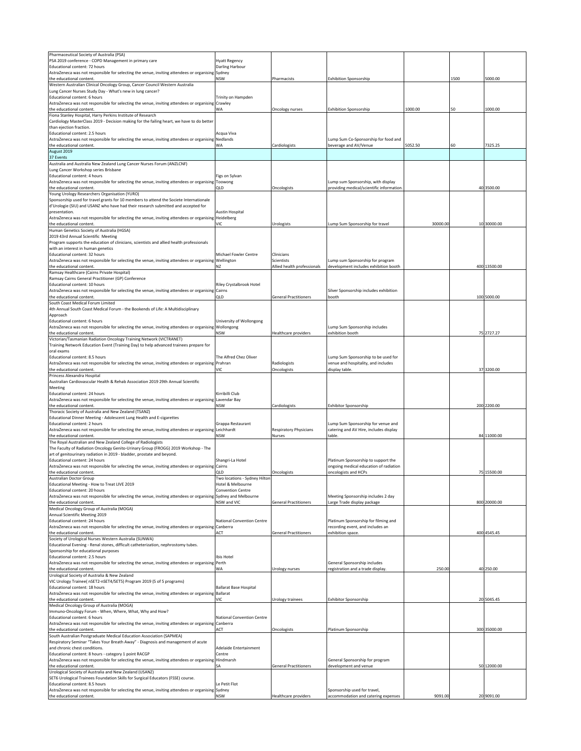| | | | | | | |
|---|---|---|---|---|---|---|
| Pharmaceutical Society of Australia (PSA)<br>PSA 2019 conference - COPD Management in primary care<br>Educational content: 72 hours<br>AstraZeneca was not responsible for selecting the venue, inviting attendees or organising the educational content. | Hyatt Regency<br>Darling Harbour<br>Sydney<br>NSW | Pharmacists | Exhibition Sponsorship | | 1500 | 5000.00 |
| Western Australian Clinical Oncology Group, Cancer Council Western Australia<br>Lung Cancer Nurses Study Day - What's new in lung cancer?<br>Educational content: 6 hours<br>AstraZeneca was not responsible for selecting the venue, inviting attendees or organising the educational content. | Trinity on Hampden<br>Crawley<br>WA | Oncology nurses | Exhibition Sponsorship | 1000.00 | 50 | 1000.00 |
| Fiona Stanley Hospital, Harry Perkins Institute of Research<br>Cardiology MasterClass 2019 - Decision making for the failing heart, we have to do better than ejection fraction.<br>Educational content: 2.5 hours<br>AstraZeneca was not responsible for selecting the venue, inviting attendees or organising the educational content. | Acqua Viva<br>Nedlands<br>WA | Cardiologists | Lump Sum Co-Sponsorship for food and beverage and AV/Venue | 5052.50 | 60 | 7325.25 |
| August 2019<br>37 Events | | | | | | |
| Australia and Australia New Zealand Lung Cancer Nurses Forum (ANZLCNF)<br>Lung Cancer Workshop series Brisbane<br>Educational content: 4 hours<br>AstraZeneca was not responsible for selecting the venue, inviting attendees or organising the educational content. | Figs on Sylvan<br>Toowong<br>QLD | Oncologists | Lump sum Sponsorship, with display providing medical/scientific information. | | 40 | 3500.00 |
| Young Urology Researchers Organisation (YURO)<br>Sponsorship used for travel grants for 10 members to attend the Societe Internationale d'Urologie (SIU) and USANZ who have had their research submitted and accepted for presentation.<br>AstraZeneca was not responsible for selecting the venue, inviting attendees or organising the educational content. | Austin Hospital<br>Heidelberg<br>VIC | Urologists | Lump Sum Sponsorship for travel | 30000.00 | 10 | 30000.00 |
| Human Genetics Society of Australia (HGSA)<br>2019 43rd Annual Scientific Meeting<br>Program supports the education of clinicians, scientists and allied health professionals with an interest in human genetics<br>Educational content: 32 hours<br>AstraZeneca was not responsible for selecting the venue, inviting attendees or organising the educational content. | Michael Fowler Centre<br>Wellington<br>NZ | Clinicians<br>Scientists<br>Allied health professionals | Lump sum Sponsorship for program development includes exhibition booth | | 400 | 13500.00 |
| Ramsay Healthcare (Cairns Private Hospital)<br>Ramsay Cairns General Practitioner (GP) Conference<br>Educational content: 10 hours<br>AstraZeneca was not responsible for selecting the venue, inviting attendees or organising the educational content. | Riley Crystalbrook Hotel<br>Cairns<br>QLD | General Practitioners | Silver Sponsorship includes exhibition booth | | 100 | 5000.00 |
| South Coast Medical Forum Limited<br>4th Annual South Coast Medical Forum - the Bookends of Life: A Multidisciplinary Approach<br>Educational content: 6 hours<br>AstraZeneca was not responsible for selecting the venue, inviting attendees or organising the educational content. | University of Wollongong<br>Wollongong<br>NSW | Healthcare providers | Lump Sum Sponsorship includes exhibition booth | | 75 | 2727.27 |
| Victorian/Tasmanian Radiation Oncology Training Network (VICTRANET)<br>Training Network Education Event (Training Day) to help advanced trainees prepare for oral exams<br>Educational content: 8.5 hours<br>AstraZeneca was not responsible for selecting the venue, inviting attendees or organising the educational content. | The Alfred Chez Oliver<br>Prahran<br>VIC | Radiologists<br>Oncologists | Lump Sum Sponsorship to be used for venue and hospitality, and includes display table. | | 37 | 3200.00 |
| Princess Alexandra Hospital<br>Australian Cardiovascular Health & Rehab Association 2019 29th Annual Scientific Meeting<br>Educational content: 24 hours<br>AstraZeneca was not responsible for selecting the venue, inviting attendees or organising the educational content. | Kirribilli Club<br>Lavendar Bay<br>NSW | Cardiologists | Exhibitor Sponsorship | | 200 | 2200.00 |
| Thoracic Society of Australia and New Zealand (TSANZ)<br>Educational Dinner Meeting - Adolescent Lung Health and E-cigarettes<br>Educational content: 2 hours<br>AstraZeneca was not responsible for selecting the venue, inviting attendees or organising the educational content. | Grappa Restaurant<br>Leichhardt<br>NSW | Respiratory Physicians<br>Nurses | Lump Sum Sponsorship for venue and catering and AV Hire, includes display table. | | 84 | 11000.00 |
| The Royal Australian and New Zealand College of Radiologists<br>The Faculty of Radiation Oncology Genito-Urinary Group (FROGG) 2019 Workshop - The art of genitourinary radiation in 2019 - bladder, prostate and beyond.<br>Educational content: 24 hours<br>AstraZeneca was not responsible for selecting the venue, inviting attendees or organising the educational content. | Shangri-La Hotel<br>Cairns<br>QLD | Oncologists | Platinum Sponsorship to support the ongoing medical education of radiation oncologists and HCPs | | 75 | 15500.00 |
| Australian Doctor Group<br>Educational Meeting - How to Treat LIVE 2019<br>Educational content: 20 hours<br>AstraZeneca was not responsible for selecting the venue, inviting attendees or organising the educational content. | Two locations - Sydney Hilton Hotel & Melbourne Convention Centre<br>Sydney and Melbourne<br>NSW and VIC | General Practitioners | Meeting Sponsorship includes 2 day Large Trade display package | | 800 | 20000.00 |
| Medical Oncology Group of Australia (MOGA)<br>Annual Scientific Meeting 2019<br>Educational content: 24 hours<br>AstraZeneca was not responsible for selecting the venue, inviting attendees or organising the educational content. | National Convention Centre<br>Canberra<br>ACT | General Practitioners | Platinum Sponsorship for filming and recording event, and includes an exhibition space. | | 400 | 4545.45 |
| Society of Urological Nurses Western Australia (SUNWA)<br>Educational Evening - Renal stones, difficult catheterization, nephrostomy tubes.<br>Sponsorship for educational purposes<br>Educational content: 2.5 hours<br>AstraZeneca was not responsible for selecting the venue, inviting attendees or organising the educational content. | Ibis Hotel<br>Perth<br>WA | Urology nurses | General Sponsorship includes registration and a trade display. | 250.00 | 40 | 250.00 |
| Urological Society of Australia & New Zealand<br>VIC Urology Trainee( nSET2-nSET4/SET5) Program 2019 (5 of 5 programs)<br>Educational content: 18 hours<br>AstraZeneca was not responsible for selecting the venue, inviting attendees or organising the educational content. | Ballarat Base Hospital<br>Ballarat<br>VIC | Urology trainees | Exhibitor Sponsorship | | 20 | 5045.45 |
| Medical Oncology Group of Australia (MOGA)<br>Immuno-Oncology Forum - When, Where, What, Why and How?<br>Educational content: 6 hours<br>AstraZeneca was not responsible for selecting the venue, inviting attendees or organising the educational content. | National Convention Centre<br>Canberra<br>ACT | Oncologists | Platinum Sponsorship | | 300 | 35000.00 |
| South Australian Postgraduate Medical Education Association (SAPMEA)<br>Respiratory Seminar "Takes Your Breath Away" - Diagnosis and management of acute and chronic chest conditions.<br>Educational content: 8 hours - category 1 point RACGP<br>AstraZeneca was not responsible for selecting the venue, inviting attendees or organising the educational content. | Adelaide Entertainment Centre<br>Hindmarsh<br>SA | General Practitioners | General Sponsorship for program development and venue | | 50 | 12000.00 |
| Urological Society of Australia and New Zealand (USANZ)<br>SET6 Urological Trainees Foundation Skills for Surgical Educators (FSSE) course.<br>Educational content: 8.5 hours<br>AstraZeneca was not responsible for selecting the venue, inviting attendees or organising the educational content. | Le Petit Flot<br>Sydney<br>NSW | Healthcare providers | Sponsorship used for travel, accommodation and catering expenses | 9091.00 | 20 | 9091.00 |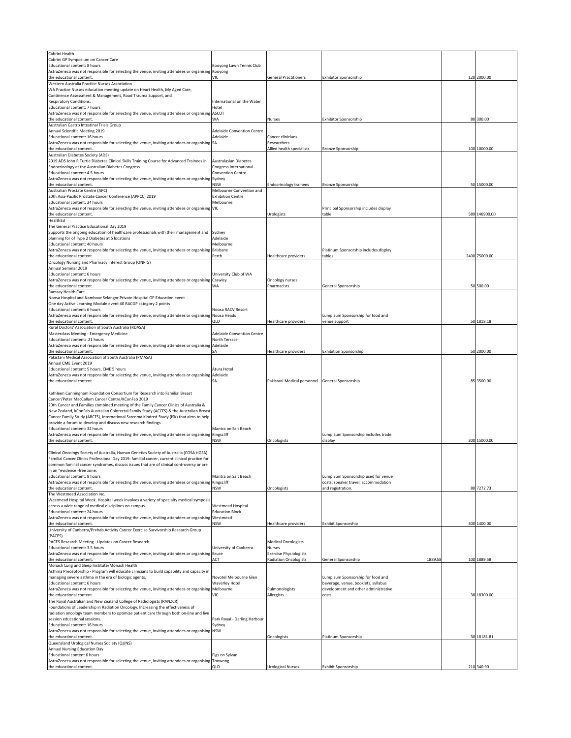| | | | | | | |
|---|---|---|---|---|---|---|
| Cabrini Health<br>Cabrini GP Symposium on Cancer Care<br>Educational content: 8 hours<br>AstraZeneca was not responsible for selecting the venue, inviting attendees or organising the educational content. | Kooyong Lawn Tennis Club<br>Kooyong<br>VIC | General Practitioners | Exhibitor Sponsorship | | 120 | 2000.00 |
| Western Australia Practice Nurses Association<br>WA Practice Nurses education meeting update on Heart Health, My Aged Care, Continence Assessment & Management, Road Trauma Support, and Respiratory Conditions.<br>Educational content: 7 hours<br>AstraZeneca was not responsible for selecting the venue, inviting attendees or organising the educational content. | International on the Water Hotel<br>ASCOT<br>WA | Nurses | Exhibitor Sponsorship | | 80 | 300.00 |
| Australian Gastro Intestinal Trials Group<br>Annual Scientific Meeting 2019<br>Educational content: 16 hours<br>AstraZeneca was not responsible for selecting the venue, inviting attendees or organising the educational content. | Adelaide Convention Centre<br>Adelaide<br>SA | Cancer clinicians<br>Researchers<br>Allied health specialists | Bronze Sponsorship | | 100 | 10000.00 |
| Australian Diabetes Society (ADS)<br>2019 ADS John R Turtle Diabetes Clinical Skills Training Course for Advanced Trainees in Endocrinology at the Australian Diabetes Congress<br>Educational content: 4.5 hours<br>AstraZeneca was not responsible for selecting the venue, inviting attendees or organising the educational content. | Australasian Diabetes Congress International Convention Centre<br>Sydney<br>NSW | Endocrinology trainees | Bronze Sponsorship | | 50 | 15000.00 |
| Australian Prostate Centre (APC)<br>20th Asia-Pacific Prostate Cancer Conference (APPCC) 2019<br>Educational content: 24 hours<br>AstraZeneca was not responsible for selecting the venue, inviting attendees or organising the educational content. | Melbourne Convention and Exhibition Centre<br>Melbourne<br>VIC | Urologists | Principal Sponsorship includes display table | | 589 | 146900.00 |
| HealthEd<br>The General Practice Educational Day 2019<br>Supports the ongoing education of healthcare professionals with their management and planning for of Type 2 Diabetes at 5 locations<br>Educational content: 40 hours<br>AstraZeneca was not responsible for selecting the venue, inviting attendees or organising the educational content. | Sydney<br>Adelaide<br>Melbourne<br>Brisbane<br>Perth | Healthcare providers | Platinum Sponsorship includes display tables | | 2400 | 75000.00 |
| Oncology Nursing and Pharmacy Interest Group (ONPIG)<br>Annual Seminar 2019<br>Educational content: 6 hours<br>AstraZeneca was not responsible for selecting the venue, inviting attendees or organising the educational content. | University Club of WA<br>Crawley<br>WA | Oncology nurses<br>Pharmacists | General Sponsorship | | 50 | 500.00 |
| Ramsay Health Care<br>Noosa Hospital and Nambour Selangor Private Hospital GP Education event<br>One day Active Learning Module event 40 RACGP category 2 points<br>Educational content: 6 hours<br>AstraZeneca was not responsible for selecting the venue, inviting attendees or organising the educational content. | Noosa RACV Resort<br>Noosa Heads<br>QLD | Healthcare providers | Lump sum Sponsorship for food and venue support | | 50 | 1818.18 |
| Rural Doctors' Association of South Australia (RDASA)<br>Masterclass Meeting - Emergency Medicine<br>Educational content: 21 hours<br>AstraZeneca was not responsible for selecting the venue, inviting attendees or organising the educational content. | Adelaide Convention Centre<br>North Terrace<br>Adelaide<br>SA | Healthcare providers | Exhibition Sponsorship | | 50 | 2000.00 |
| Pakistani Medical Association of South Australia (PMASA)<br>Annual CME Event 2019<br>Educational content: 5 hours, CME 5 hours<br>AstraZeneca was not responsible for selecting the venue, inviting attendees or organising the educational content. | Atura Hotel<br>Adelaide<br>SA | Pakistani Medical personnel | General Sponsorship | | 85 | 3500.00 |
| Kathleen Cunningham Foundation Consortium for Research into Familial Breast Cancer/Peter MacCallum Cancer Centre/KConFab 2019<br>20th Cancer and Families combined meeting of the Family Cancer Clinics of Australia & New Zealand, kConFab Australian Colorectal Family Study (ACCFS) & the Australian Breast Cancer Family Study (ABCFS), International Sarcoma Kindred Study (ISK) that aims to help provide a forum to develop and discuss new research findings<br>Educational content: 32 hours<br>AstraZeneca was not responsible for selecting the venue, inviting attendees or organising the educational content. | Mantra on Salt Beach<br>Kingscliff<br>NSW | Oncologists | Lump Sum Sponsorship includes trade display | | 300 | 15000.00 |
| Clinical Oncology Society of Australia, Human Genetics Society of Australia (COSA HGSA)<br>Familial Cancer Clinics Professional Day 2019: familial cancer, current clinical practice for common familial cancer syndromes, discuss issues that are of clinical controversy or are in an "evidence -free zone.<br>Educational content: 8 hours<br>AstraZeneca was not responsible for selecting the venue, inviting attendees or organising the educational content. | Mantra on Salt Beach<br>Kingscliff<br>NSW | Oncologists | Lump Sum Sponsorship used for venue costs, speaker travel, accommodation and registration. | | 80 | 7272.73 |
| The Westmead Association Inc.<br>Westmead Hospital Week. Hospital week involves a variety of specialty medical symposia across a wide range of medical disciplines on campus.<br>Educational content: 24 hours<br>AstraZeneca was not responsible for selecting the venue, inviting attendees or organising the educational content. | Westmead Hospital Education Block<br>Westmead<br>NSW | Healthcare providers | Exhibit Sponsorship | | 300 | 1400.00 |
| University of Canberra/Prehab Activity Cancer Exercise Survivorship Research Group (PACES)<br>PACES Research Meeting - Updates on Cancer Research<br>Educational content: 3.5 hours<br>AstraZeneca was not responsible for selecting the venue, inviting attendees or organising the educational content. | University of Canberra<br>Bruce<br>ACT | Medical Oncologists<br>Nurses<br>Exercise Physiologists<br>Radiation Oncologists | General Sponsorship | 1889.58 | 100 | 1889.58 |
| Monash Lung and Sleep Institute/Monash Health<br>Asthma Preceptorship - Program will educate clinicians to build capability and capacity in managing severe asthma in the era of biologic agents.<br>Educational content: 6 hours<br>AstraZeneca was not responsible for selecting the venue, inviting attendees or organising the educational content. | Novotel Melbourne Glen Waverley Hotel<br>Melbourne<br>VIC | Pulmonologists<br>Allergists | Lump sum Sponsorship for food and beverage, venue, booklets, syllabus development and other administrative costs. | | 38 | 18300.00 |
| The Royal Australian and New Zealand College of Radiologists (RANZCR)<br>Foundations of Leadership in Radiation Oncology. Increasing the effectiveness of radiation oncology team members to optimize patient care through both on-line and live session educational sessions.<br>Educational content: 16 hours<br>AstraZeneca was not responsible for selecting the venue, inviting attendees or organising the educational content. | Park Royal - Darling Harbour<br>Sydney<br>NSW | Oncologists | Platinum Sponsorship | | 30 | 18181.81 |
| Queensland Urological Nurses Society (QUNS)<br>Annual Nursing Education Day<br>Educational content 6 hours<br>AstraZeneca was not responsible for selecting the venue, inviting attendees or organising the educational content. | Figs on Sylvan<br>Toowong<br>QLD | Urological Nurses | Exhibit Sponsorship | | 210 | 340.90 |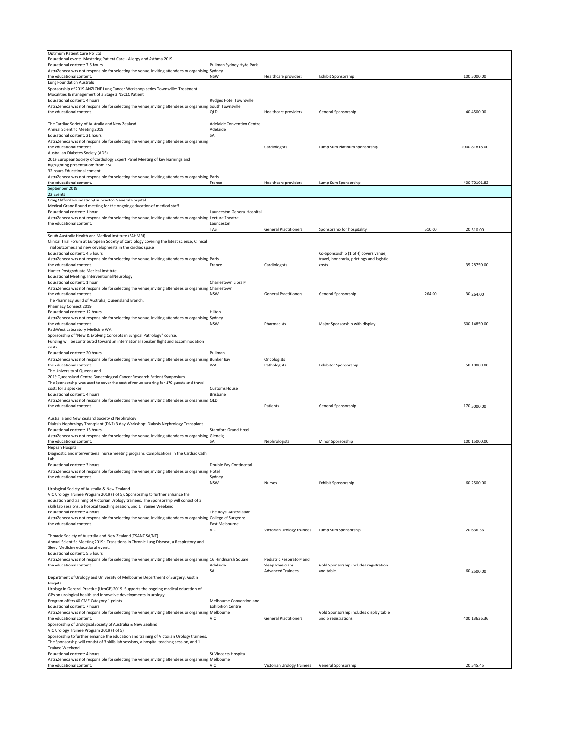| | | | | | | |
|---|---|---|---|---|---|---|
| Optimum Patient Care Pty Ltd<br>Educational event: Mastering Patient Care - Allergy and Asthma 2019<br>Educational content: 7.5 hours<br>AstraZeneca was not responsible for selecting the venue, inviting attendees or organising the educational content. | Pullman Sydney Hyde Park<br>Sydney<br>NSW | Healthcare providers | Exhibit Sponsorship | | 100 | 5000.00 |
| Lung Foundation Australia<br>Sponsorship of 2019 ANZLCNF Lung Cancer Workshop series Townsville: Treatment Modalities & management of a Stage 3 NSCLC Patient<br>Educational content: 4 hours<br>AstraZeneca was not responsible for selecting the venue, inviting attendees or organising the educational content. | Rydges Hotel Townsville<br>South Townsville<br>QLD | Healthcare providers | General Sponsorship | | 40 | 4500.00 |
| The Cardiac Society of Australia and New Zealand<br>Annual Scientific Meeting 2019<br>Educational content: 21 hours<br>AstraZeneca was not responsible for selecting the venue, inviting attendees or organising the educational content. | Adelaide Convention Centre<br>Adelaide<br>SA | Cardiologists | Lump Sum Platinum Sponsorship | | 2000 | 81818.00 |
| Australian Diabetes Society (ADS)<br>2019 European Society of Cardiology Expert Panel Meeting of key learnings and highlighting presentations from ESC<br>32 hours Educational content<br>AstraZeneca was not responsible for selecting the venue, inviting attendees or organising the educational content. | Paris<br>France | Healthcare providers | Lump Sum Sponsorship | | 400 | 70101.82 |
| September 2019<br>22 Events | | | | | | |
| Craig Clifford Foundation/Launceston General Hospital<br>Medical Grand Round meeting for the ongoing education of medical staff<br>Educational content: 1 hour<br>AstraZeneca was not responsible for selecting the venue, inviting attendees or organising the educational content. | Launceston General Hospital<br>Lecture Theatre<br>Launceston<br>TAS | General Practitioners | Sponsorship for hospitality | 510.00 | 20 | 510.00 |
| South Australia Health and Medical Institute (SAHMRI)<br>Clinical Trial Forum at European Society of Cardiology covering the latest science, Clinical Trial outcomes and new developments in the cardiac space<br>Educational content: 4.5 hours<br>AstraZeneca was not responsible for selecting the venue, inviting attendees or organising the educational content. | Paris<br>France | Cardiologists | Co-Sponsorship (1 of 4) covers venue, travel, honoraria, printings and logistic costs. | | 35 | 28750.00 |
| Hunter Postgraduate Medical Institute<br>Educational Meeting: Interventional Neurology<br>Educational content: 1 hour<br>AstraZeneca was not responsible for selecting the venue, inviting attendees or organising the educational content. | Charlestown Library<br>Charlestown<br>NSW | General Practitioners | General Sponsorship | 264.00 | 30 | 264.00 |
| The Pharmacy Guild of Australia, Queensland Branch.<br>Pharmacy Connect 2019<br>Educational content: 12 hours<br>AstraZeneca was not responsible for selecting the venue, inviting attendees or organising the educational content. | Hilton<br>Sydney<br>NSW | Pharmacists | Major Sponsorship with display | | 600 | 14850.00 |
| PathWest Laboratory Medicine WA<br>Sponsorship of "New & Evolving Concepts in Surgical Pathology" course.<br>Funding will be contributed toward an international speaker flight and accommodation costs.<br>Educational content: 20 hours<br>AstraZeneca was not responsible for selecting the venue, inviting attendees or organising the educational content. | Pullman<br>Bunker Bay<br>WA | Oncologists<br>Pathologists | Exhibitor Sponsorship | | 50 | 10000.00 |
| The University of Queensland<br>2019 Queensland Centre Gynecological Cancer Research Patient Symposium<br>The Sponsorship was used to cover the cost of venue catering for 170 guests and travel costs for a speaker<br>Educational content: 4 hours<br>AstraZeneca was not responsible for selecting the venue, inviting attendees or organising the educational content. | Customs House<br>Brisbane<br>QLD | Patients | General Sponsorship | | 170 | 5000.00 |
| Australia and New Zealand Society of Nephrology<br>Dialysis Nephrology Transplant (DNT) 3 day Workshop: Dialysis Nephrology Transplant<br>Educational content: 13 hours<br>AstraZeneca was not responsible for selecting the venue, inviting attendees or organising the educational content. | Stamford Grand Hotel<br>Glenelg<br>SA | Nephrologists | Minor Sponsorship | | 100 | 15000.00 |
| Nepean Hospital<br>Diagnostic and interventional nurse meeting program: Complications in the Cardiac Cath Lab.<br>Educational content: 3 hours<br>AstraZeneca was not responsible for selecting the venue, inviting attendees or organising the educational content. | Double Bay Continental Hotel<br>Sydney<br>NSW | Nurses | Exhibit Sponsorship | | 60 | 2500.00 |
| Urological Society of Australia & New Zealand<br>VIC Urology Trainee Program 2019 (3 of 5): Sponsorship to further enhance the education and training of Victorian Urology trainees. The Sponsorship will consist of 3 skills lab sessions, a hospital teaching session, and 1 Trainee Weekend<br>Educational content: 4 hours<br>AstraZeneca was not responsible for selecting the venue, inviting attendees or organising the educational content. | The Royal Australasian College of Surgeons<br>East Melbourne<br>VIC | Victorian Urology trainees | Lump Sum Sponsorship | | 20 | 636.36 |
| Thoracic Society of Australia and New Zealand (TSANZ SA/NT)<br>Annual Scientific Meeting 2019: Transitions in Chronic Lung Disease, a Respiratory and Sleep Medicine educational event.<br>Educational content: 5.5 hours<br>AstraZeneca was not responsible for selecting the venue, inviting attendees or organising the educational content. | 16 Hindmarsh Square<br>Adelaide<br>SA | Pediatric Respiratory and Sleep Physicians<br>Advanced Trainees | Gold Sponsorship includes registration and table. | | 60 | 2500.00 |
| Department of Urology and University of Melbourne Department of Surgery, Austin Hospital<br>Urology in General Practice (UroGP) 2019. Supports the ongoing medical education of GPs on urological health and innovative developments in urology<br>Program offers 40 CME Category 1 points<br>Educational content: 7 hours<br>AstraZeneca was not responsible for selecting the venue, inviting attendees or organising the educational content. | Melbourne Convention and Exhibition Centre<br>Melbourne<br>VIC | General Practitioners | Gold Sponsorship includes display table and 5 registrations | | 400 | 13636.36 |
| Sponsorship of Urological Society of Australia & New Zealand<br>VIC Urology Trainee Program 2019 (4 of 5)<br>Sponsorship to further enhance the education and training of Victorian Urology trainees. The Sponsorship will consist of 3 skills lab sessions, a hospital teaching session, and 1 Trainee Weekend<br>Educational content: 4 hours<br>AstraZeneca was not responsible for selecting the venue, inviting attendees or organising the educational content. | St Vincents Hospital<br>Melbourne<br>VIC | Victorian Urology trainees | General Sponsorship | | 20 | 545.45 |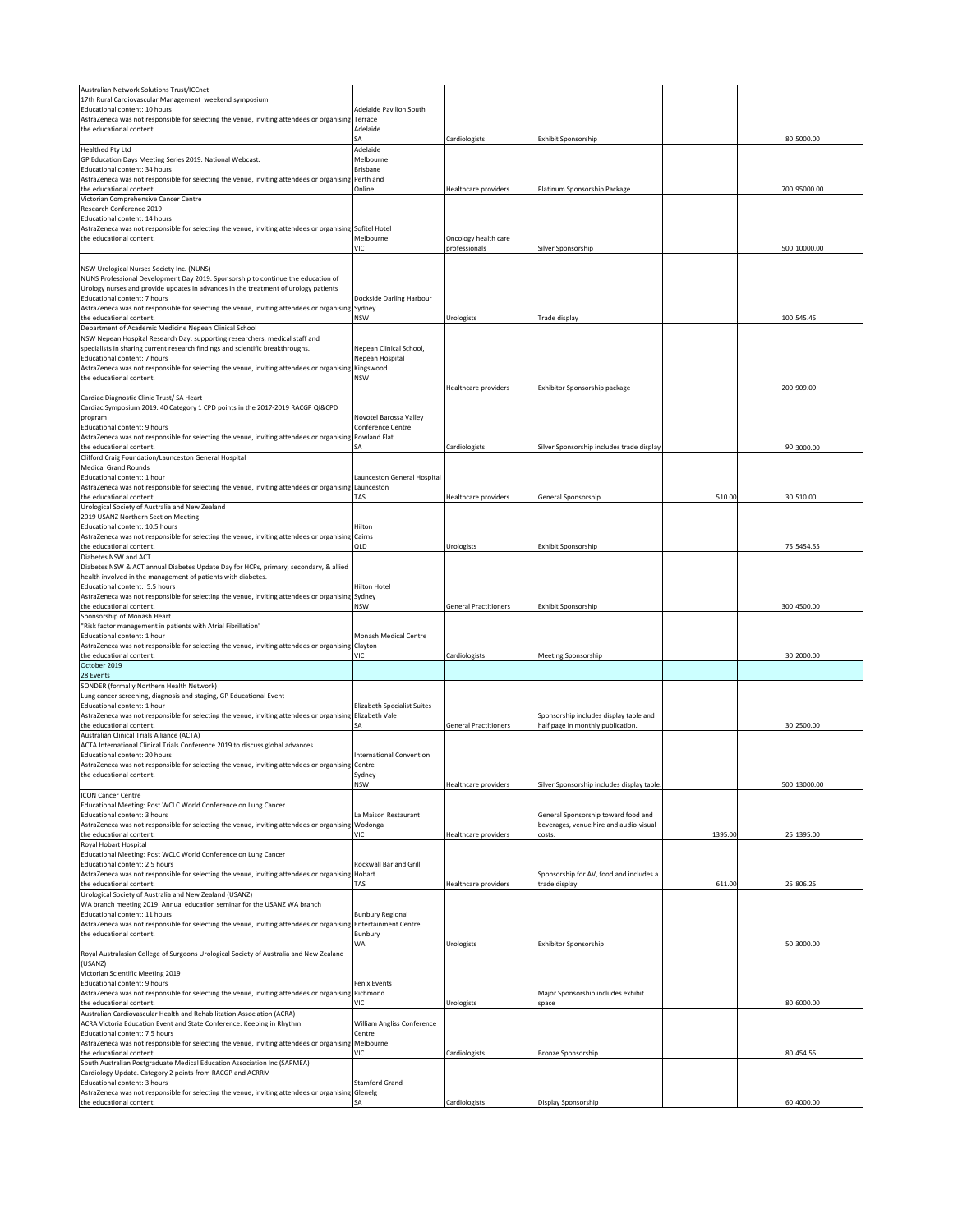| | | | | | | |
|---|---|---|---|---|---|---|
| Australian Network Solutions Trust/ICCnet<br>17th Rural Cardiovascular Management weekend symposium<br>Educational content: 10 hours<br>AstraZeneca was not responsible for selecting the venue, inviting attendees or organising the educational content. | Adelaide Pavilion South Terrace<br>Adelaide<br>SA | Cardiologists | Exhibit Sponsorship | | 80 | 5000.00 |
| Healthed Pty Ltd<br>GP Education Days Meeting Series 2019. National Webcast.<br>Educational content: 34 hours<br>AstraZeneca was not responsible for selecting the venue, inviting attendees or organising the educational content. | Adelaide<br>Melbourne<br>Brisbane<br>Perth and<br>Online | Healthcare providers | Platinum Sponsorship Package | | 700 | 95000.00 |
| Victorian Comprehensive Cancer Centre<br>Research Conference 2019<br>Educational content: 14 hours<br>AstraZeneca was not responsible for selecting the venue, inviting attendees or organising the educational content. | Sofitel Hotel<br>Melbourne<br>VIC | Oncology health care professionals | Silver Sponsorship | | 500 | 10000.00 |
| NSW Urological Nurses Society Inc. (NUNS)<br>NUNS Professional Development Day 2019. Sponsorship to continue the education of Urology nurses and provide updates in advances in the treatment of urology patients<br>Educational content: 7 hours<br>AstraZeneca was not responsible for selecting the venue, inviting attendees or organising the educational content. | Dockside Darling Harbour<br>Sydney<br>NSW | Urologists | Trade display | | 100 | 545.45 |
| Department of Academic Medicine Nepean Clinical School<br>NSW Nepean Hospital Research Day: supporting researchers, medical staff and specialists in sharing current research findings and scientific breakthroughs.<br>Educational content: 7 hours<br>AstraZeneca was not responsible for selecting the venue, inviting attendees or organising the educational content. | Nepean Clinical School,<br>Nepean Hospital<br>Kingswood<br>NSW | Healthcare providers | Exhibitor Sponsorship package | | 200 | 909.09 |
| Cardiac Diagnostic Clinic Trust/ SA Heart<br>Cardiac Symposium 2019. 40 Category 1 CPD points in the 2017-2019 RACGP QI&CPD program<br>Educational content: 9 hours<br>AstraZeneca was not responsible for selecting the venue, inviting attendees or organising the educational content. | Novotel Barossa Valley Conference Centre<br>Rowland Flat<br>SA | Cardiologists | Silver Sponsorship includes trade display | | 90 | 3000.00 |
| Clifford Craig Foundation/Launceston General Hospital<br>Medical Grand Rounds<br>Educational content: 1 hour<br>AstraZeneca was not responsible for selecting the venue, inviting attendees or organising the educational content. | Launceston General Hospital<br>Launceston<br>TAS | Healthcare providers | General Sponsorship | 510.00 | 30 | 510.00 |
| Urological Society of Australia and New Zealand<br>2019 USANZ Northern Section Meeting<br>Educational content: 10.5 hours<br>AstraZeneca was not responsible for selecting the venue, inviting attendees or organising the educational content. | Hilton<br>Cairns<br>QLD | Urologists | Exhibit Sponsorship | | 75 | 5454.55 |
| Diabetes NSW and ACT<br>Diabetes NSW & ACT annual Diabetes Update Day for HCPs, primary, secondary, & allied health involved in the management of patients with diabetes.<br>Educational content: 5.5 hours<br>AstraZeneca was not responsible for selecting the venue, inviting attendees or organising the educational content. | Hilton Hotel<br>Sydney<br>NSW | General Practitioners | Exhibit Sponsorship | | 300 | 4500.00 |
| Sponsorship of Monash Heart<br>"Risk factor management in patients with Atrial Fibrillation"<br>Educational content: 1 hour<br>AstraZeneca was not responsible for selecting the venue, inviting attendees or organising the educational content. | Monash Medical Centre<br>Clayton<br>VIC | Cardiologists | Meeting Sponsorship | | 30 | 2000.00 |
| October 2019<br>28 Events | | | | | | |
| SONDER (formally Northern Health Network)<br>Lung cancer screening, diagnosis and staging, GP Educational Event<br>Educational content: 1 hour<br>AstraZeneca was not responsible for selecting the venue, inviting attendees or organising the educational content. | Elizabeth Specialist Suites<br>Elizabeth Vale<br>SA | General Practitioners | Sponsorship includes display table and half page in monthly publication. | | 30 | 2500.00 |
| Australian Clinical Trials Alliance (ACTA)<br>ACTA International Clinical Trials Conference 2019 to discuss global advances<br>Educational content: 20 hours<br>AstraZeneca was not responsible for selecting the venue, inviting attendees or organising the educational content. | International Convention Centre<br>Sydney<br>NSW | Healthcare providers | Silver Sponsorship includes display table. | | 500 | 13000.00 |
| ICON Cancer Centre<br>Educational Meeting: Post WCLC World Conference on Lung Cancer<br>Educational content: 3 hours<br>AstraZeneca was not responsible for selecting the venue, inviting attendees or organising the educational content. | La Maison Restaurant<br>Wodonga<br>VIC | Healthcare providers | General Sponsorship toward food and beverages, venue hire and audio-visual costs. | 1395.00 | 25 | 1395.00 |
| Royal Hobart Hospital<br>Educational Meeting: Post WCLC World Conference on Lung Cancer<br>Educational content: 2.5 hours<br>AstraZeneca was not responsible for selecting the venue, inviting attendees or organising the educational content. | Rockwall Bar and Grill<br>Hobart<br>TAS | Healthcare providers | Sponsorship for AV, food and includes a trade display | 611.00 | 25 | 806.25 |
| Urological Society of Australia and New Zealand (USANZ)<br>WA branch meeting 2019: Annual education seminar for the USANZ WA branch<br>Educational content: 11 hours<br>AstraZeneca was not responsible for selecting the venue, inviting attendees or organising the educational content. | Bunbury Regional Entertainment Centre<br>Bunbury<br>WA | Urologists | Exhibitor Sponsorship | | 50 | 3000.00 |
| Royal Australasian College of Surgeons Urological Society of Australia and New Zealand (USANZ)<br>Victorian Scientific Meeting 2019<br>Educational content: 9 hours<br>AstraZeneca was not responsible for selecting the venue, inviting attendees or organising the educational content. | Fenix Events<br>Richmond<br>VIC | Urologists | Major Sponsorship includes exhibit space | | 80 | 6000.00 |
| Australian Cardiovascular Health and Rehabilitation Association (ACRA)<br>ACRA Victoria Education Event and State Conference: Keeping in Rhythm<br>Educational content: 7.5 hours<br>AstraZeneca was not responsible for selecting the venue, inviting attendees or organising the educational content. | William Angliss Conference Centre<br>Melbourne<br>VIC | Cardiologists | Bronze Sponsorship | | 80 | 454.55 |
| South Australian Postgraduate Medical Education Association Inc (SAPMEA)<br>Cardiology Update. Category 2 points from RACGP and ACRRM<br>Educational content: 3 hours<br>AstraZeneca was not responsible for selecting the venue, inviting attendees or organising the educational content. | Stamford Grand<br>Glenelg<br>SA | Cardiologists | Display Sponsorship | | 60 | 4000.00 |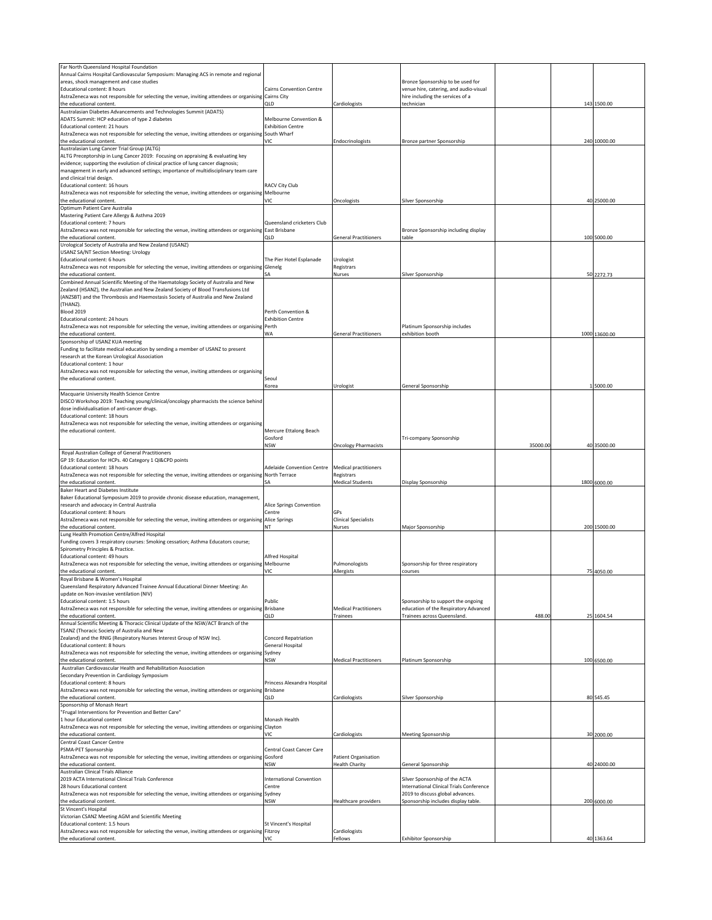| | | | | | | |
|---|---|---|---|---|---|---|
| Far North Queensland Hospital Foundation<br>Annual Cairns Hospital Cardiovascular Symposium: Managing ACS in remote and regional areas, shock management and case studies<br>Educational content: 8 hours<br>AstraZeneca was not responsible for selecting the venue, inviting attendees or organising the educational content. | Cairns Convention Centre<br>Cairns City<br>QLD | Cardiologists | Bronze Sponsorship to be used for venue hire, catering, and audio-visual hire including the services of a technician | | 143 | 1500.00 |
| Australasian Diabetes Advancements and Technologies Summit (ADATS)<br>ADATS Summit: HCP education of type 2 diabetes<br>Educational content: 21 hours<br>AstraZeneca was not responsible for selecting the venue, inviting attendees or organising the educational content. | Melbourne Convention & Exhibition Centre<br>South Wharf<br>VIC | Endocrinologists | Bronze partner Sponsorship | | 240 | 10000.00 |
| Australasian Lung Cancer Trial Group (ALTG)<br>ALTG Preceptorship in Lung Cancer 2019: Focusing on appraising & evaluating key evidence; supporting the evolution of clinical practice of lung cancer diagnosis; management in early and advanced settings; importance of multidisciplinary team care and clinical trial design.<br>Educational content: 16 hours<br>AstraZeneca was not responsible for selecting the venue, inviting attendees or organising the educational content. | RACV City Club<br>Melbourne<br>VIC | Oncologists | Silver Sponsorship | | 40 | 25000.00 |
| Optimum Patient Care Australia<br>Mastering Patient Care Allergy & Asthma 2019<br>Educational content: 7 hours<br>AstraZeneca was not responsible for selecting the venue, inviting attendees or organising the educational content. | Queensland cricketers Club<br>East Brisbane<br>QLD | General Practitioners | Bronze Sponsorship including display table | | 100 | 5000.00 |
| Urological Society of Australia and New Zealand (USANZ)<br>USANZ SA/NT Section Meeting: Urology<br>Educational content: 6 hours<br>AstraZeneca was not responsible for selecting the venue, inviting attendees or organising the educational content. | The Pier Hotel Esplanade<br>Glenelg<br>SA | Urologist<br>Registrars<br>Nurses | Silver Sponsorship | | 50 | 2272.73 |
| Combined Annual Scientific Meeting of the Haematology Society of Australia and New Zealand (HSANZ), the Australian and New Zealand Society of Blood Transfusions Ltd (ANZSBT) and the Thrombosis and Haemostasis Society of Australia and New Zealand (THANZ).<br>Blood 2019<br>Educational content: 24 hours<br>AstraZeneca was not responsible for selecting the venue, inviting attendees or organising the educational content. | Perth Convention & Exhibition Centre<br>Perth<br>WA | General Practitioners | Platinum Sponsorship includes exhibition booth | | 1000 | 13600.00 |
| Sponsorship of USANZ KUA meeting<br>Funding to facilitate medical education by sending a member of USANZ to present research at the Korean Urological Association<br>Educational content: 1 hour<br>AstraZeneca was not responsible for selecting the venue, inviting attendees or organising the educational content. | Seoul<br>Korea | Urologist | General Sponsorship | | 1 | 5000.00 |
| Macquarie University Health Science Centre<br>DISCO Workshop 2019: Teaching young/clinical/oncology pharmacists the science behind dose individualisation of anti-cancer drugs.<br>Educational content: 18 hours<br>AstraZeneca was not responsible for selecting the venue, inviting attendees or organising the educational content. | Mercure Ettalong Beach<br>Gosford<br>NSW | Oncology Pharmacists | Tri-company Sponsorship | 35000.00 | 40 | 35000.00 |
| Royal Australian College of General Practitioners<br>GP 19: Education for HCPs. 40 Category 1 QI&CPD points<br>Educational content: 18 hours<br>AstraZeneca was not responsible for selecting the venue, inviting attendees or organising the educational content. | Adelaide Convention Centre<br>North Terrace<br>SA | Medical practitioners<br>Registrars<br>Medical Students | Display Sponsorship | | 1800 | 6000.00 |
| Baker Heart and Diabetes Institute<br>Baker Educational Symposium 2019 to provide chronic disease education, management, research and advocacy in Central Australia<br>Educational content: 8 hours<br>AstraZeneca was not responsible for selecting the venue, inviting attendees or organising the educational content. | Alice Springs Convention Centre<br>Alice Springs<br>NT | GPs<br>Clinical Specialists<br>Nurses | Major Sponsorship | | 200 | 15000.00 |
| Lung Health Promotion Centre/Alfred Hospital<br>Funding covers 3 respiratory courses: Smoking cessation; Asthma Educators course; Spirometry Principles & Practice.<br>Educational content: 49 hours<br>AstraZeneca was not responsible for selecting the venue, inviting attendees or organising the educational content. | Alfred Hospital<br>Melbourne<br>VIC | Pulmonologists<br>Allergists | Sponsorship for three respiratory courses | | 75 | 4050.00 |
| Royal Brisbane & Women's Hospital<br>Queensland Respiratory Advanced Trainee Annual Educational Dinner Meeting: An update on Non-invasive ventilation (NIV)<br>Educational content: 1.5 hours<br>AstraZeneca was not responsible for selecting the venue, inviting attendees or organising the educational content. | Public<br>Brisbane<br>QLD | Medical Practitioners<br>Trainees | Sponsorship to support the ongoing education of the Respiratory Advanced Trainees across Queensland. | 488.00 | 25 | 1604.54 |
| Annual Scientific Meeting & Thoracic Clinical Update of the NSW/ACT Branch of the TSANZ (Thoracic Society of Australia and New Zealand) and the RNIG (Respiratory Nurses Interest Group of NSW Inc).<br>Educational content: 8 hours<br>AstraZeneca was not responsible for selecting the venue, inviting attendees or organising the educational content. | Concord Repatriation General Hospital<br>Sydney<br>NSW | Medical Practitioners | Platinum Sponsorship | | 100 | 6500.00 |
| Australian Cardiovascular Health and Rehabilitation Association<br>Secondary Prevention in Cardiology Symposium<br>Educational content: 8 hours<br>AstraZeneca was not responsible for selecting the venue, inviting attendees or organising the educational content. | Princess Alexandra Hospital<br>Brisbane<br>QLD | Cardiologists | Silver Sponsorship | | 80 | 545.45 |
| Sponsorship of Monash Heart<br>"Frugal Interventions for Prevention and Better Care"<br>1 hour Educational content<br>AstraZeneca was not responsible for selecting the venue, inviting attendees or organising the educational content. | Monash Health<br>Clayton<br>VIC | Cardiologists | Meeting Sponsorship | | 30 | 2000.00 |
| Central Coast Cancer Centre<br>PSMA-PET Sponsorship<br>AstraZeneca was not responsible for selecting the venue, inviting attendees or organising the educational content. | Central Coast Cancer Care<br>Gosford<br>NSW | Patient Organisation<br>Health Charity | General Sponsorship | | 40 | 24000.00 |
| Australian Clinical Trials Alliance<br>2019 ACTA International Clinical Trials Conference<br>28 hours Educational content<br>AstraZeneca was not responsible for selecting the venue, inviting attendees or organising the educational content. | International Convention Centre<br>Sydney<br>NSW | Healthcare providers | Silver Sponsorship of the ACTA International Clinical Trials Conference 2019 to discuss global advances. Sponsorship includes display table. | | 200 | 6000.00 |
| St Vincent's Hospital<br>Victorian CSANZ Meeting AGM and Scientific Meeting<br>Educational content: 1.5 hours<br>AstraZeneca was not responsible for selecting the venue, inviting attendees or organising the educational content. | St Vincent's Hospital<br>Fitzroy<br>VIC | Cardiologists<br>Fellows | Exhibitor Sponsorship | | 40 | 1363.64 |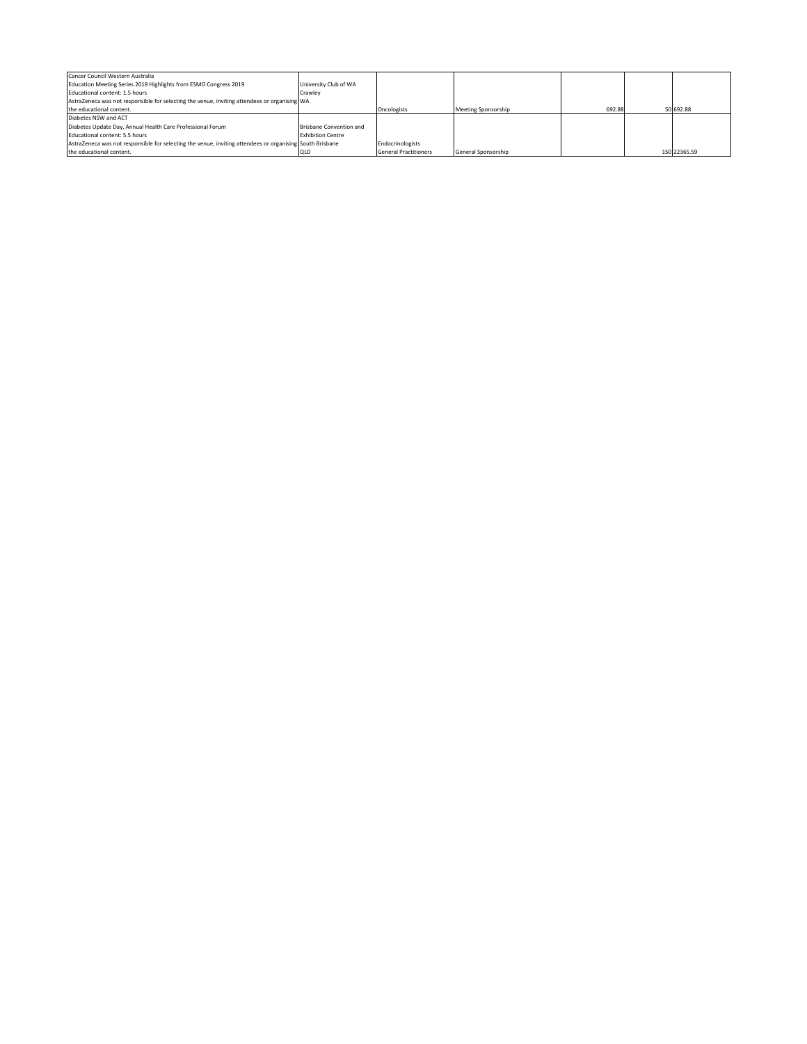| | | | | | | |
|---|---|---|---|---|---|---|
| Cancer Council Western Australia<br>Education Meeting Series 2019 Highlights from ESMO Congress 2019<br>Educational content: 1.5 hours<br>AstraZeneca was not responsible for selecting the venue, inviting attendees or organising the educational content. | University Club of WA<br>Crawley<br>WA | Oncologists | Meeting Sponsorship | 692.88 | 50 | 692.88 |
| Diabetes NSW and ACT<br>Diabetes Update Day, Annual Health Care Professional Forum<br>Educational content: 5.5 hours<br>AstraZeneca was not responsible for selecting the venue, inviting attendees or organising the educational content. | Brisbane Convention and Exhibition Centre<br>South Brisbane<br>QLD | Endocrinologists<br>General Practitioners | General Sponsorship | | 150 | 22365.59 |